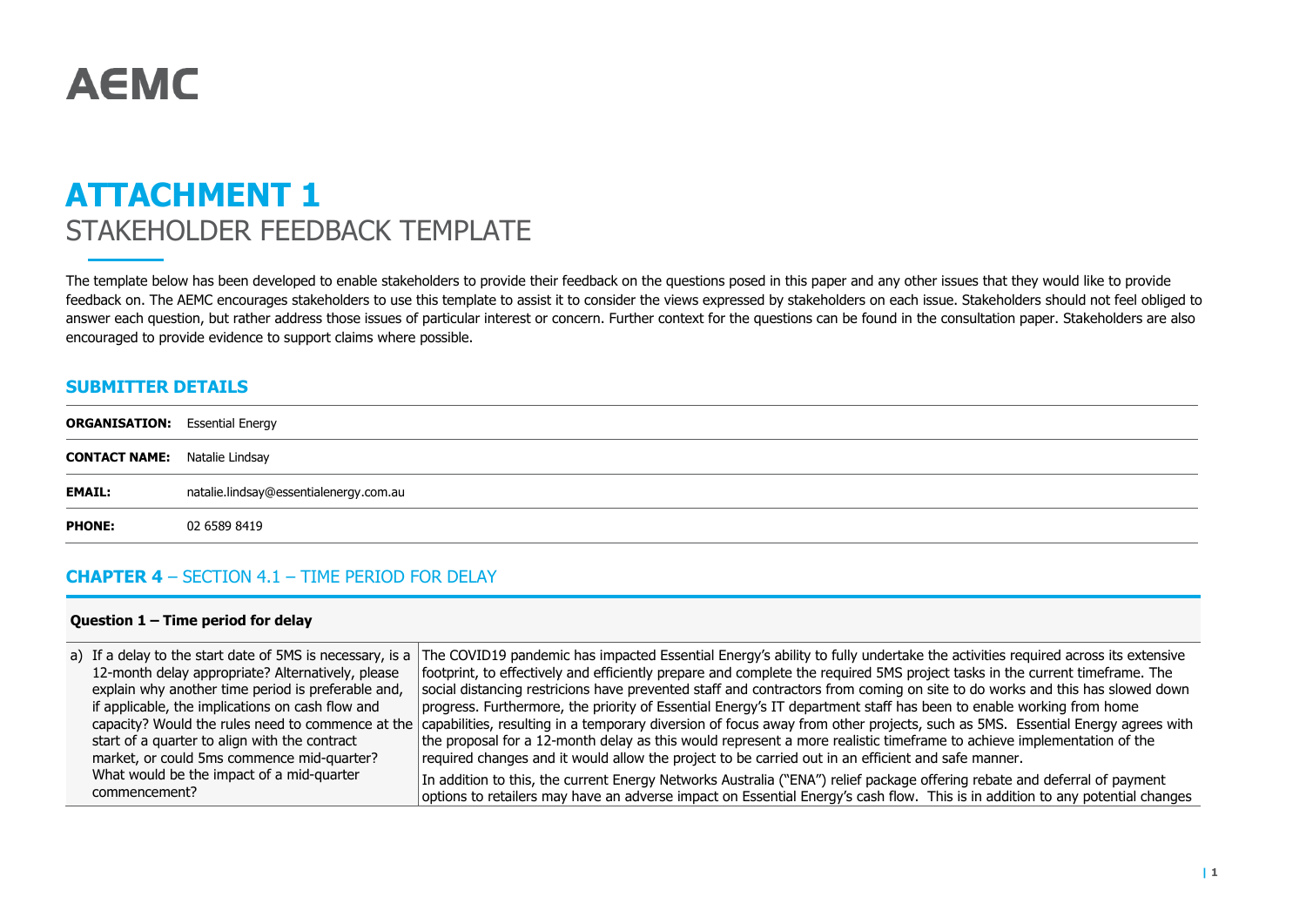# AEMC

# ATTACHMENT 1

## STAKEHOLDER FEEDBACK TEMPLATE

The template below has been developed to enable stakeholders to provide their feedback on the questions posed in this paper and any other issues that they would like to provide feedback on. The AEMC encourages stakeholders to use this template to assist it to consider the views expressed by stakeholders on each issue. Stakeholders should not feel obliged to answer each question, but rather address those issues of particular interest or concern. Further context for the questions can be found in the consultation paper. Stakeholders are also encouraged to provide evidence to support claims where possible.

### SUBMITTER DETAILS

| | |
|---|---|
| **ORGANISATION:** | Essential Energy |
| **CONTACT NAME:** | Natalie Lindsay |
| **EMAIL:** | natalie.lindsay@essentialenergy.com.au |
| **PHONE:** | 02 6589 8419 |

### CHAPTER 4 – SECTION 4.1 – TIME PERIOD FOR DELAY

| **Question 1 – Time period for delay** | |
|---|---|
| a) If a delay to the start date of 5MS is necessary, is a 12-month delay appropriate? Alternatively, please explain why another time period is preferable and, if applicable, the implications on cash flow and capacity? Would the rules need to commence at the start of a quarter to align with the contract market, or could 5ms commence mid-quarter? What would be the impact of a mid-quarter commencement? | The COVID19 pandemic has impacted Essential Energy's ability to fully undertake the activities required across its extensive footprint, to effectively and efficiently prepare and complete the required 5MS project tasks in the current timeframe. The social distancing restricions have prevented staff and contractors from coming on site to do works and this has slowed down progress. Furthermore, the priority of Essential Energy's IT department staff has been to enable working from home capabilities, resulting in a temporary diversion of focus away from other projects, such as 5MS. Essential Energy agrees with the proposal for a 12-month delay as this would represent a more realistic timeframe to achieve implementation of the required changes and it would allow the project to be carried out in an efficient and safe manner.<br><br>In addition to this, the current Energy Networks Australia ("ENA") relief package offering rebate and deferral of payment options to retailers may have an adverse impact on Essential Energy's cash flow. This is in addition to any potential changes |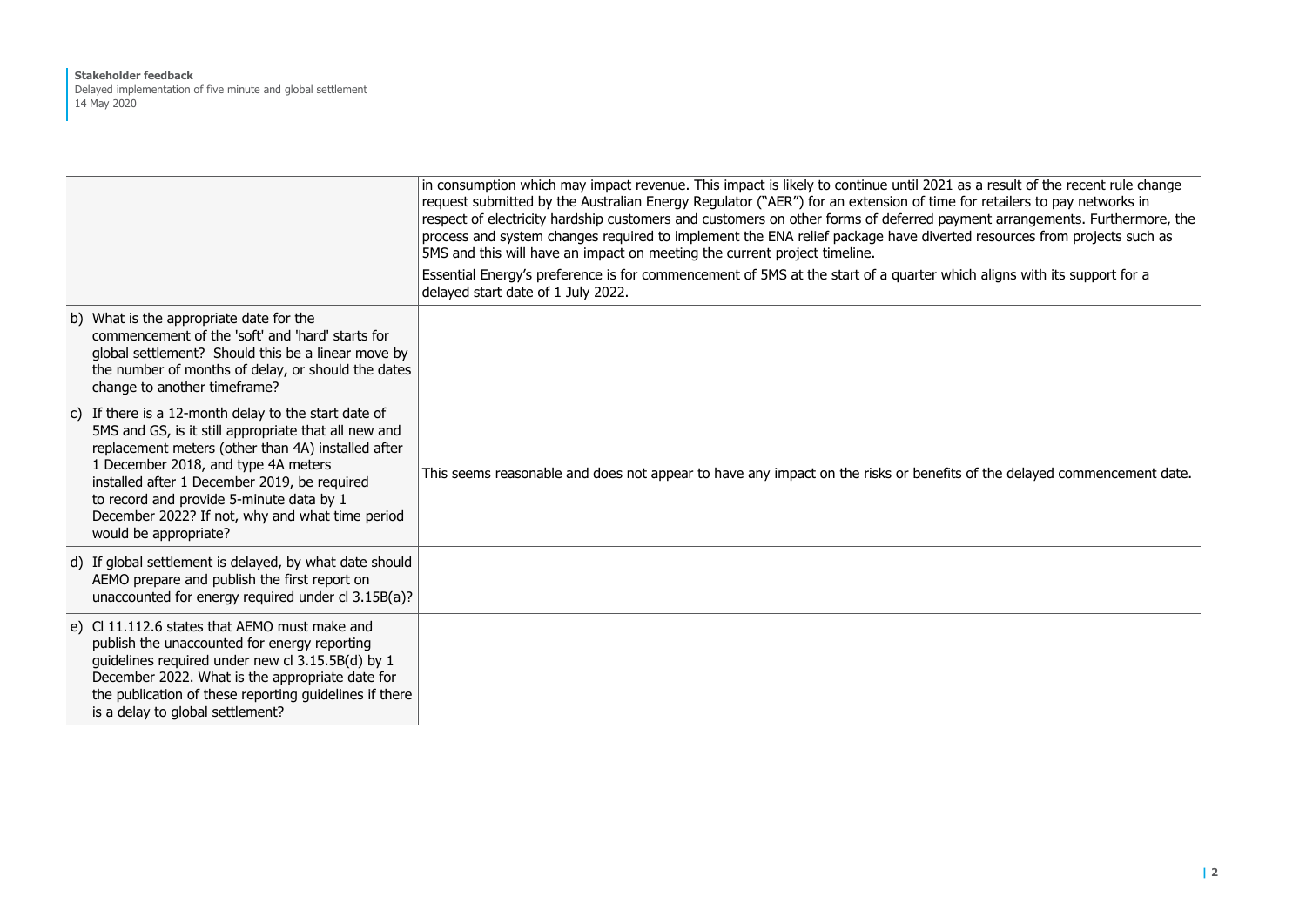| | |
|---|---|
| | in consumption which may impact revenue. This impact is likely to continue until 2021 as a result of the recent rule change request submitted by the Australian Energy Regulator ("AER") for an extension of time for retailers to pay networks in respect of electricity hardship customers and customers on other forms of deferred payment arrangements. Furthermore, the process and system changes required to implement the ENA relief package have diverted resources from projects such as 5MS and this will have an impact on meeting the current project timeline.<br><br>Essential Energy's preference is for commencement of 5MS at the start of a quarter which aligns with its support for a delayed start date of 1 July 2022. |
| b) What is the appropriate date for the commencement of the 'soft' and 'hard' starts for global settlement? Should this be a linear move by the number of months of delay, or should the dates change to another timeframe? | |
| c) If there is a 12-month delay to the start date of 5MS and GS, is it still appropriate that all new and replacement meters (other than 4A) installed after 1 December 2018, and type 4A meters installed after 1 December 2019, be required to record and provide 5-minute data by 1 December 2022? If not, why and what time period would be appropriate? | This seems reasonable and does not appear to have any impact on the risks or benefits of the delayed commencement date. |
| d) If global settlement is delayed, by what date should AEMO prepare and publish the first report on unaccounted for energy required under cl 3.15B(a)? | |
| e) Cl 11.112.6 states that AEMO must make and publish the unaccounted for energy reporting guidelines required under new cl 3.15.5B(d) by 1 December 2022. What is the appropriate date for the publication of these reporting guidelines if there is a delay to global settlement? | |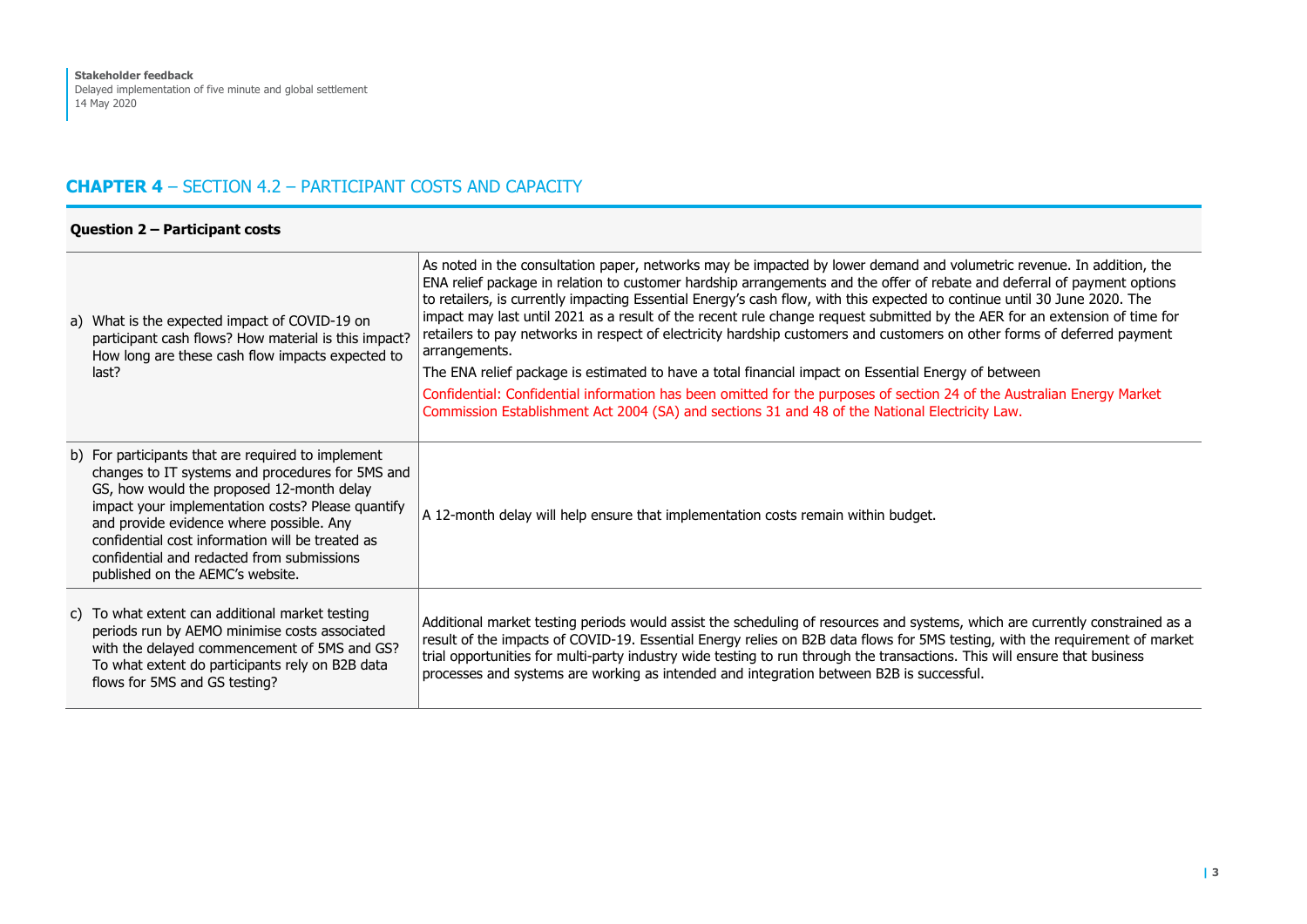## CHAPTER 4 – SECTION 4.2 – PARTICIPANT COSTS AND CAPACITY

| **Question 2 – Participant costs** | |
|---|---|
| a) What is the expected impact of COVID-19 on participant cash flows? How material is this impact? How long are these cash flow impacts expected to last? | As noted in the consultation paper, networks may be impacted by lower demand and volumetric revenue. In addition, the ENA relief package in relation to customer hardship arrangements and the offer of rebate and deferral of payment options to retailers, is currently impacting Essential Energy's cash flow, with this expected to continue until 30 June 2020. The impact may last until 2021 as a result of the recent rule change request submitted by the AER for an extension of time for retailers to pay networks in respect of electricity hardship customers and customers on other forms of deferred payment arrangements.<br><br>The ENA relief package is estimated to have a total financial impact on Essential Energy of between<br><br>Confidential: Confidential information has been omitted for the purposes of section 24 of the Australian Energy Market Commission Establishment Act 2004 (SA) and sections 31 and 48 of the National Electricity Law. |
| b) For participants that are required to implement changes to IT systems and procedures for 5MS and GS, how would the proposed 12-month delay impact your implementation costs? Please quantify and provide evidence where possible. Any confidential cost information will be treated as confidential and redacted from submissions published on the AEMC's website. | A 12-month delay will help ensure that implementation costs remain within budget. |
| c) To what extent can additional market testing periods run by AEMO minimise costs associated with the delayed commencement of 5MS and GS? To what extent do participants rely on B2B data flows for 5MS and GS testing? | Additional market testing periods would assist the scheduling of resources and systems, which are currently constrained as a result of the impacts of COVID-19. Essential Energy relies on B2B data flows for 5MS testing, with the requirement of market trial opportunities for multi-party industry wide testing to run through the transactions. This will ensure that business processes and systems are working as intended and integration between B2B is successful. |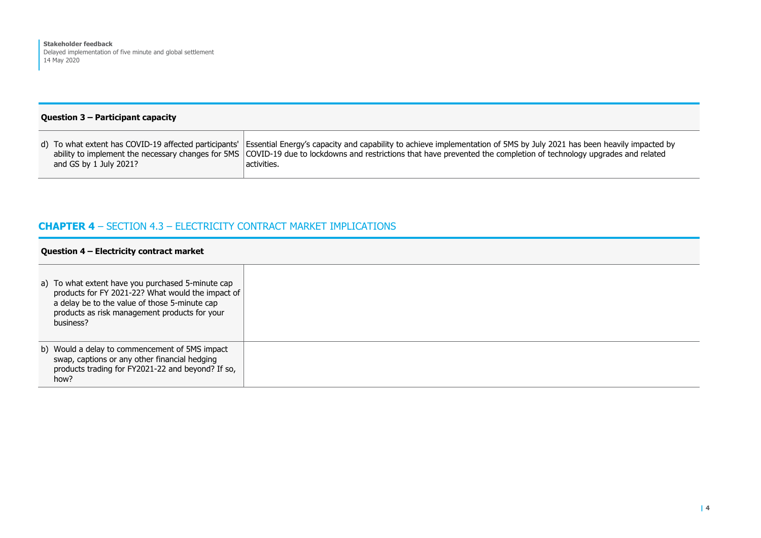| Question 3 – Participant capacity | |
|---|---|
| d) To what extent has COVID-19 affected participants' ability to implement the necessary changes for 5MS and GS by 1 July 2021? | Essential Energy's capacity and capability to achieve implementation of 5MS by July 2021 has been heavily impacted by COVID-19 due to lockdowns and restrictions that have prevented the completion of technology upgrades and related activities. |

## CHAPTER 4 – SECTION 4.3 – ELECTRICITY CONTRACT MARKET IMPLICATIONS

| Question 4 – Electricity contract market | |
|---|---|
| a) To what extent have you purchased 5-minute cap products for FY 2021-22? What would the impact of a delay be to the value of those 5-minute cap products as risk management products for your business? | |
| b) Would a delay to commencement of 5MS impact swap, captions or any other financial hedging products trading for FY2021-22 and beyond? If so, how? | |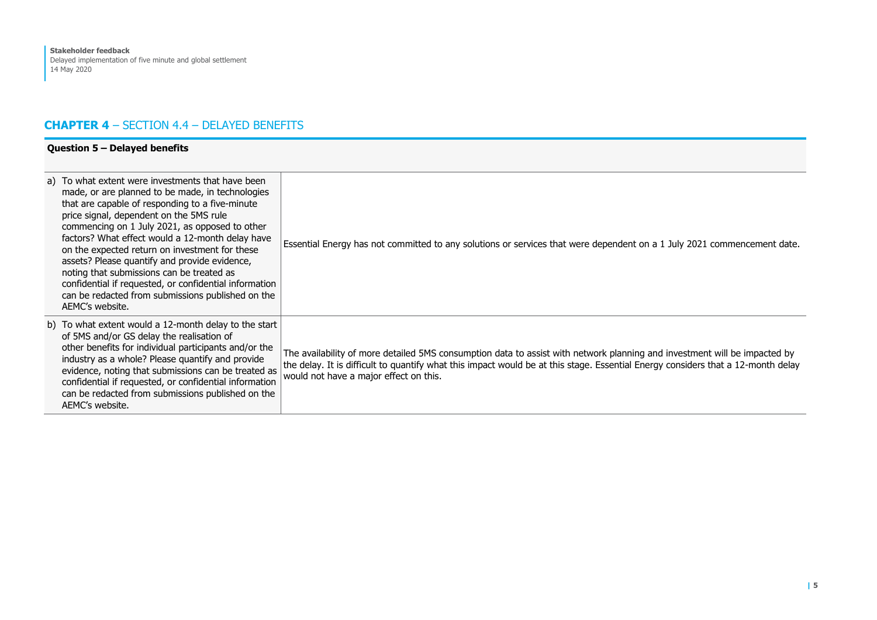## **CHAPTER 4** – SECTION 4.4 – DELAYED BENEFITS

| **Question 5 – Delayed benefits** | |
|---|---|
| a) To what extent were investments that have been made, or are planned to be made, in technologies that are capable of responding to a five-minute price signal, dependent on the 5MS rule commencing on 1 July 2021, as opposed to other factors? What effect would a 12-month delay have on the expected return on investment for these assets? Please quantify and provide evidence, noting that submissions can be treated as confidential if requested, or confidential information can be redacted from submissions published on the AEMC's website. | Essential Energy has not committed to any solutions or services that were dependent on a 1 July 2021 commencement date. |
| b) To what extent would a 12-month delay to the start of 5MS and/or GS delay the realisation of other benefits for individual participants and/or the industry as a whole? Please quantify and provide evidence, noting that submissions can be treated as confidential if requested, or confidential information can be redacted from submissions published on the AEMC's website. | The availability of more detailed 5MS consumption data to assist with network planning and investment will be impacted by the delay. It is difficult to quantify what this impact would be at this stage. Essential Energy considers that a 12-month delay would not have a major effect on this. |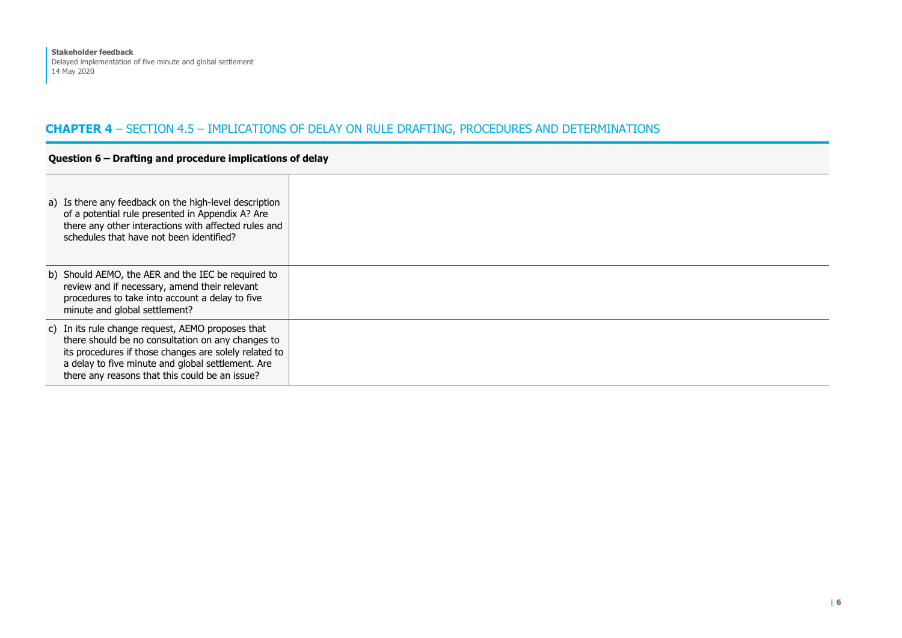## **CHAPTER 4** – SECTION 4.5 – IMPLICATIONS OF DELAY ON RULE DRAFTING, PROCEDURES AND DETERMINATIONS

| **Question 6 – Drafting and procedure implications of delay** | |
|---|---|
| a) Is there any feedback on the high-level description of a potential rule presented in Appendix A? Are there any other interactions with affected rules and schedules that have not been identified? | |
| b) Should AEMO, the AER and the IEC be required to review and if necessary, amend their relevant procedures to take into account a delay to five minute and global settlement? | |
| c) In its rule change request, AEMO proposes that there should be no consultation on any changes to its procedures if those changes are solely related to a delay to five minute and global settlement. Are there any reasons that this could be an issue? | |